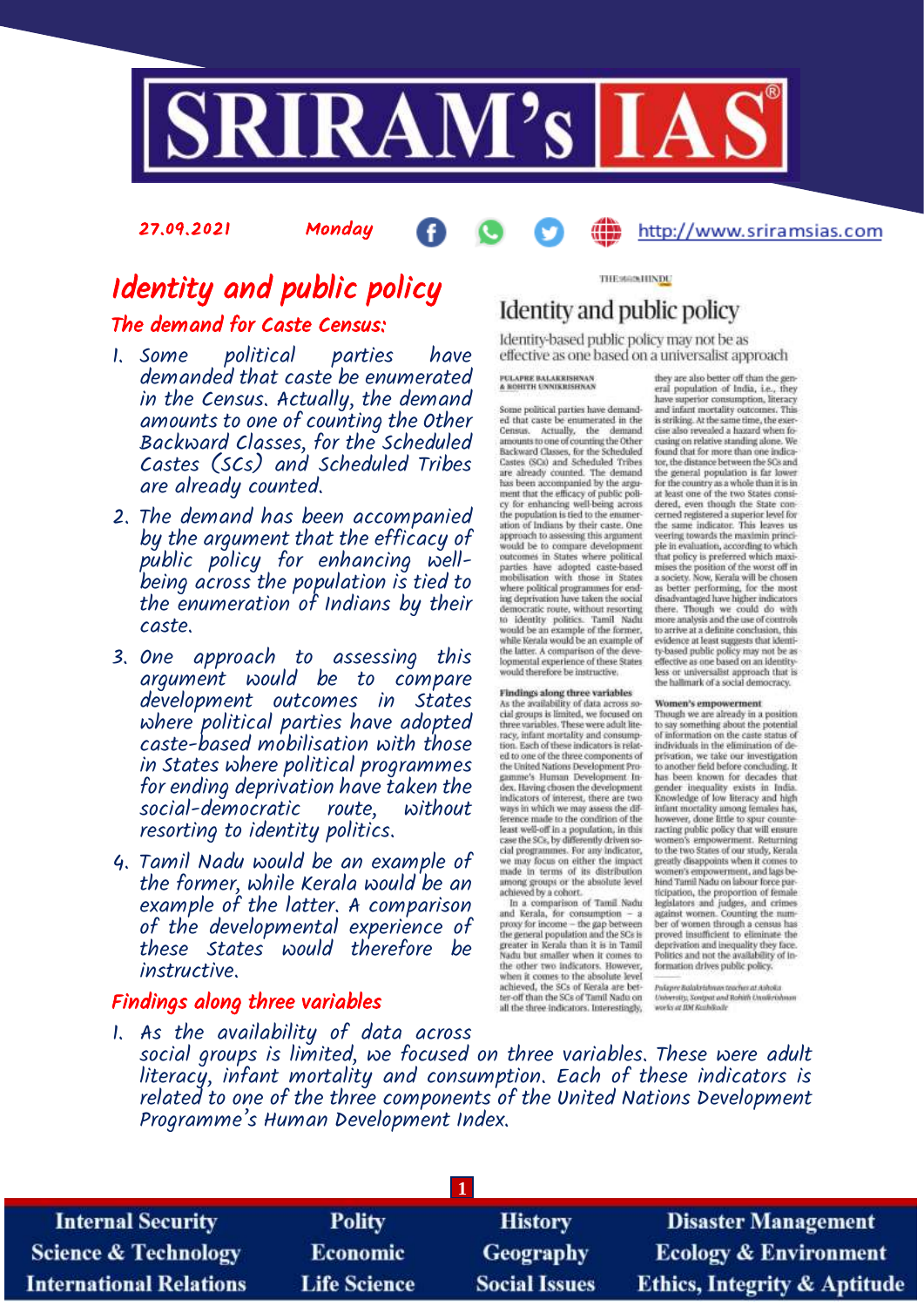27.09.2021 Monday http://www.sriramsias.com

# Identity and public policy

## The demand for Caste Census:

1. Some political parties have demanded that caste be enumerated in the Census. Actually, the demand amounts to one of counting the Other Backward Classes, for the Scheduled Castes (SCs) and Scheduled Tribes are already counted.
2. The demand has been accompanied by the argument that the efficacy of public policy for enhancing well-being across the population is tied to the enumeration of Indians by their caste.
3. One approach to assessing this argument would be to compare development outcomes in States where political parties have adopted caste-based mobilisation with those in States where political programmes for ending deprivation have taken the social-democratic route, without resorting to identity politics.
4. Tamil Nadu would be an example of the former, while Kerala would be an example of the latter. A comparison of the developmental experience of these States would therefore be instructive.

## Findings along three variables

1. As the availability of data across social groups is limited, we focused on three variables. These were adult literacy, infant mortality and consumption. Each of these indicators is related to one of the three components of the United Nations Development Programme's Human Development Index.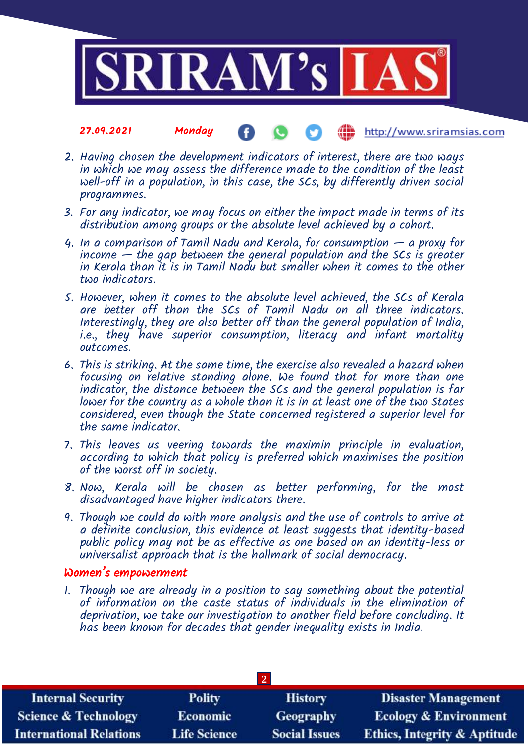2. Having chosen the development indicators of interest, there are two ways in which we may assess the difference made to the condition of the least well-off in a population, in this case, the SCs, by differently driven social programmes.
3. For any indicator, we may focus on either the impact made in terms of its distribution among groups or the absolute level achieved by a cohort.
4. In a comparison of Tamil Nadu and Kerala, for consumption — a proxy for income — the gap between the general population and the SCs is greater in Kerala than it is in Tamil Nadu but smaller when it comes to the other two indicators.
5. However, when it comes to the absolute level achieved, the SCs of Kerala are better off than the SCs of Tamil Nadu on all three indicators. Interestingly, they are also better off than the general population of India, i.e., they have superior consumption, literacy and infant mortality outcomes.
6. This is striking. At the same time, the exercise also revealed a hazard when focusing on relative standing alone. We found that for more than one indicator, the distance between the SCs and the general population is far lower for the country as a whole than it is in at least one of the two States considered, even though the State concerned registered a superior level for the same indicator.
7. This leaves us veering towards the maximin principle in evaluation, according to which that policy is preferred which maximises the position of the worst off in society.
8. Now, Kerala will be chosen as better performing, for the most disadvantaged have higher indicators there.
9. Though we could do with more analysis and the use of controls to arrive at a definite conclusion, this evidence at least suggests that identity-based public policy may not be as effective as one based on an identity-less or universalist approach that is the hallmark of social democracy.

### Women's empowerment

1. Though we are already in a position to say something about the potential of information on the caste status of individuals in the elimination of deprivation, we take our investigation to another field before concluding. It has been known for decades that gender inequality exists in India.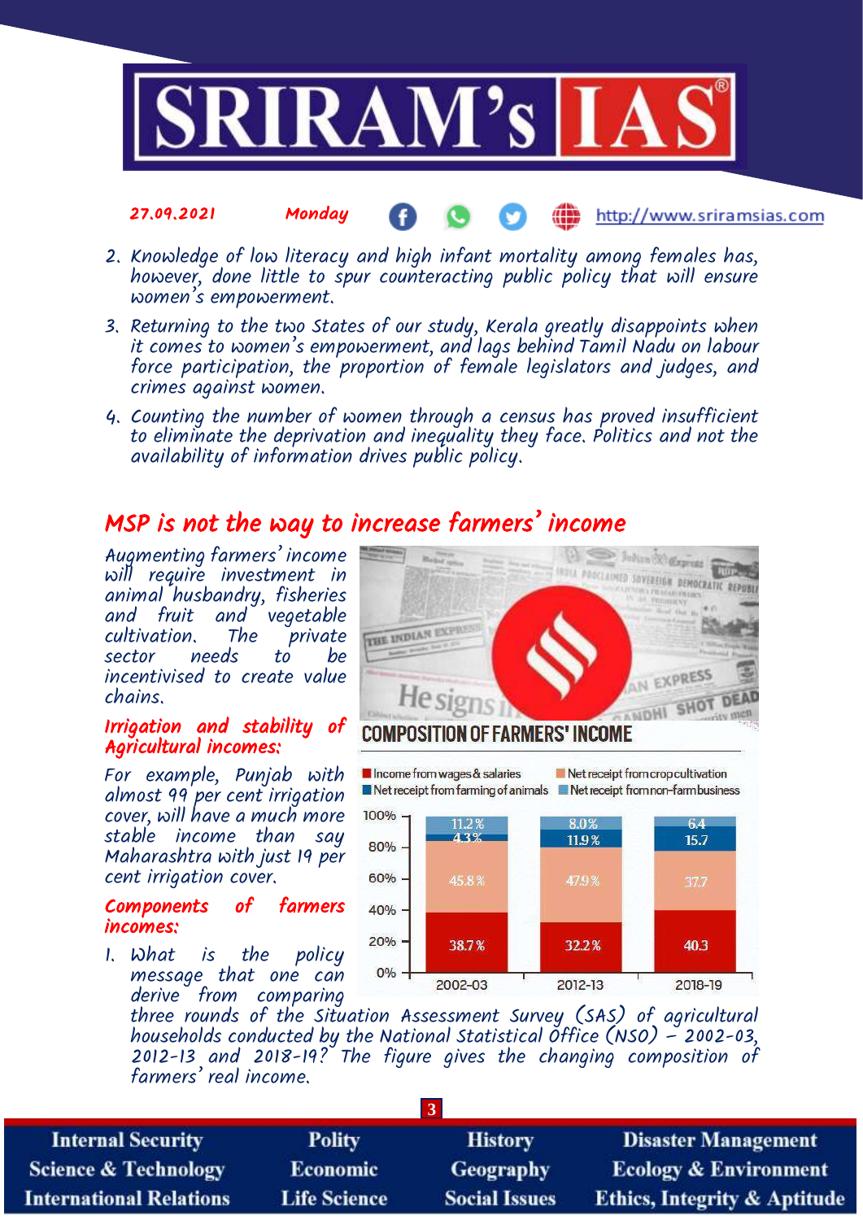2. Knowledge of low literacy and high infant mortality among females has, however, done little to spur counteracting public policy that will ensure women's empowerment.
3. Returning to the two States of our study, Kerala greatly disappoints when it comes to women's empowerment, and lags behind Tamil Nadu on labour force participation, the proportion of female legislators and judges, and crimes against women.
4. Counting the number of women through a census has proved insufficient to eliminate the deprivation and inequality they face. Politics and not the availability of information drives public policy.

## MSP is not the way to increase farmers' income

Augmenting farmers' income will require investment in animal husbandry, fisheries and fruit and vegetable cultivation. The private sector needs to be incentivised to create value chains.

### Irrigation and stability of Agricultural incomes:

For example, Punjab with almost 99 per cent irrigation cover, will have a much more stable income than say Maharashtra with just 19 per cent irrigation cover.

**COMPOSITION OF FARMERS' INCOME**

| Component | 2002-03 | 2012-13 | 2018-19 |
|---|---|---|---|
| Income from wages & salaries | 38.7% | 32.2% | 40.3 |
| Net receipt from crop cultivation | 45.8% | 47.9% | 37.7 |
| Net receipt from farming of animals | 4.3% | 11.9% | 15.7 |
| Net receipt from non-farm business | 11.2% | 8.0% | 6.4 |

### Components of farmers incomes:

1. What is the policy message that one can derive from comparing three rounds of the Situation Assessment Survey (SAS) of agricultural households conducted by the National Statistical Office (NSO) – 2002-03, 2012-13 and 2018-19? The figure gives the changing composition of farmers' real income.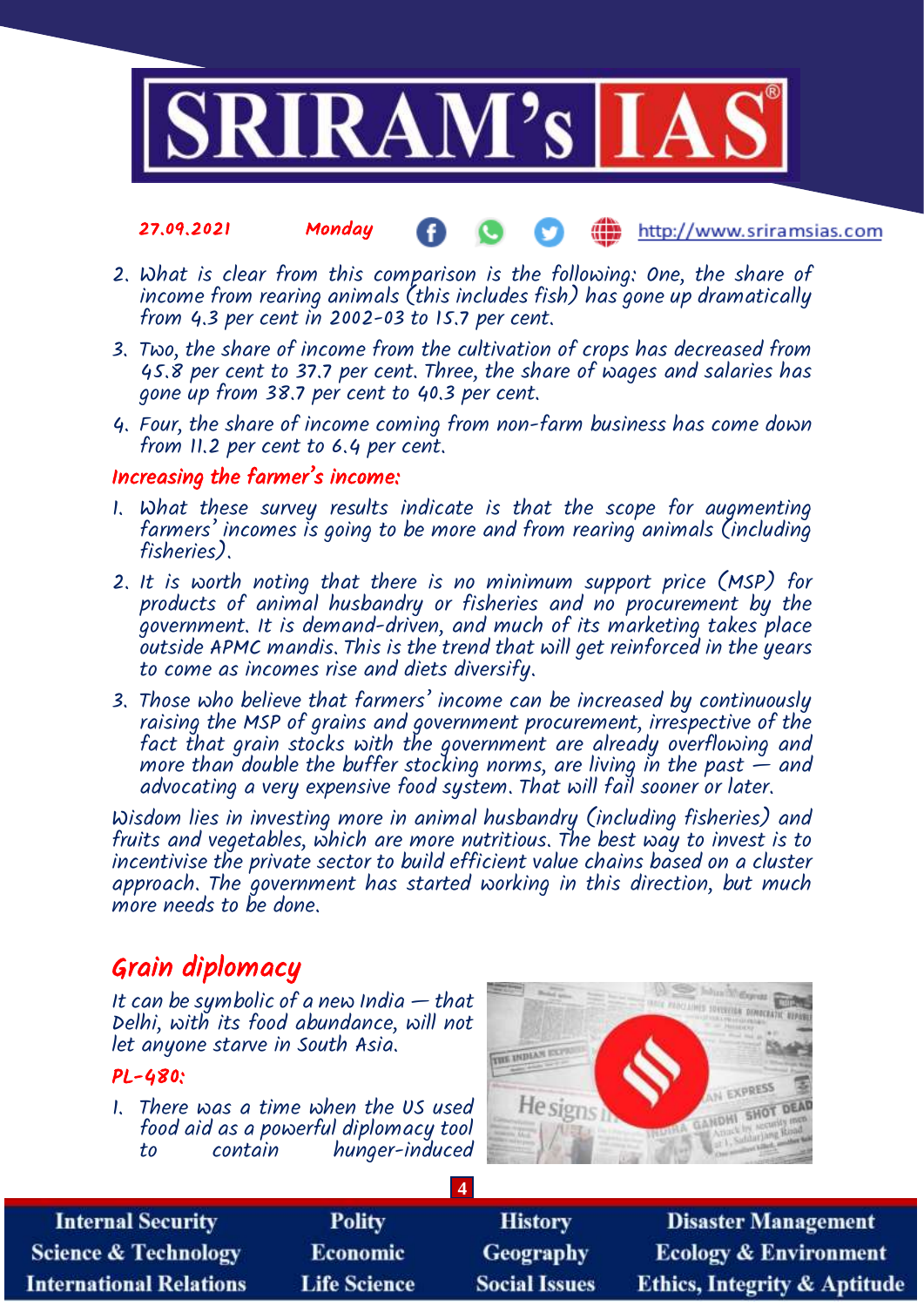2. What is clear from this comparison is the following: One, the share of income from rearing animals (this includes fish) has gone up dramatically from 4.3 per cent in 2002-03 to 15.7 per cent.
3. Two, the share of income from the cultivation of crops has decreased from 45.8 per cent to 37.7 per cent. Three, the share of wages and salaries has gone up from 38.7 per cent to 40.3 per cent.
4. Four, the share of income coming from non-farm business has come down from 11.2 per cent to 6.4 per cent.

### Increasing the farmer's income:

1. What these survey results indicate is that the scope for augmenting farmers' incomes is going to be more and from rearing animals (including fisheries).
2. It is worth noting that there is no minimum support price (MSP) for products of animal husbandry or fisheries and no procurement by the government. It is demand-driven, and much of its marketing takes place outside APMC mandis. This is the trend that will get reinforced in the years to come as incomes rise and diets diversify.
3. Those who believe that farmers' income can be increased by continuously raising the MSP of grains and government procurement, irrespective of the fact that grain stocks with the government are already overflowing and more than double the buffer stocking norms, are living in the past — and advocating a very expensive food system. That will fail sooner or later.

Wisdom lies in investing more in animal husbandry (including fisheries) and fruits and vegetables, which are more nutritious. The best way to invest is to incentivise the private sector to build efficient value chains based on a cluster approach. The government has started working in this direction, but much more needs to be done.

## Grain diplomacy

It can be symbolic of a new India — that Delhi, with its food abundance, will not let anyone starve in South Asia.

### PL-480:

1. There was a time when the US used food aid as a powerful diplomacy tool to contain hunger-induced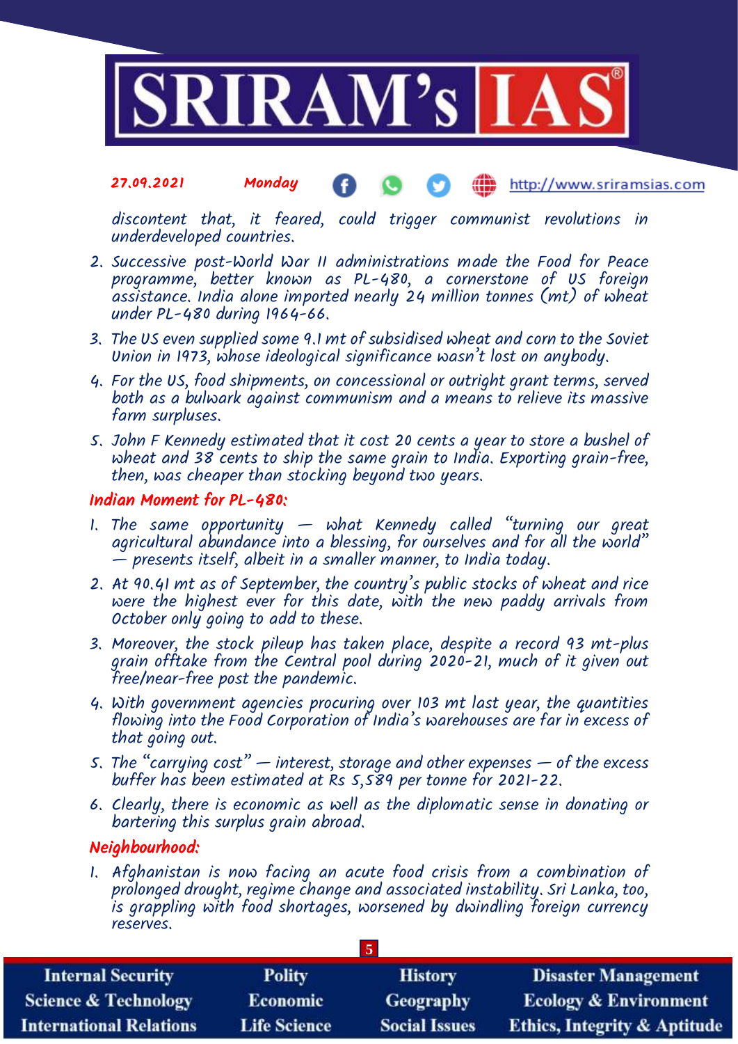discontent that, it feared, could trigger communist revolutions in underdeveloped countries.

2. Successive post-World War II administrations made the Food for Peace programme, better known as PL-480, a cornerstone of US foreign assistance. India alone imported nearly 24 million tonnes (mt) of wheat under PL-480 during 1964-66.
3. The US even supplied some 9.1 mt of subsidised wheat and corn to the Soviet Union in 1973, whose ideological significance wasn't lost on anybody.
4. For the US, food shipments, on concessional or outright grant terms, served both as a bulwark against communism and a means to relieve its massive farm surpluses.
5. John F Kennedy estimated that it cost 20 cents a year to store a bushel of wheat and 38 cents to ship the same grain to India. Exporting grain-free, then, was cheaper than stocking beyond two years.

### Indian Moment for PL-480:

1. The same opportunity — what Kennedy called "turning our great agricultural abundance into a blessing, for ourselves and for all the world" — presents itself, albeit in a smaller manner, to India today.
2. At 90.41 mt as of September, the country's public stocks of wheat and rice were the highest ever for this date, with the new paddy arrivals from October only going to add to these.
3. Moreover, the stock pileup has taken place, despite a record 93 mt-plus grain offtake from the Central pool during 2020-21, much of it given out free/near-free post the pandemic.
4. With government agencies procuring over 103 mt last year, the quantities flowing into the Food Corporation of India's warehouses are far in excess of that going out.
5. The "carrying cost" — interest, storage and other expenses — of the excess buffer has been estimated at Rs 5,589 per tonne for 2021-22.
6. Clearly, there is economic as well as the diplomatic sense in donating or bartering this surplus grain abroad.

### Neighbourhood:

1. Afghanistan is now facing an acute food crisis from a combination of prolonged drought, regime change and associated instability. Sri Lanka, too, is grappling with food shortages, worsened by dwindling foreign currency reserves.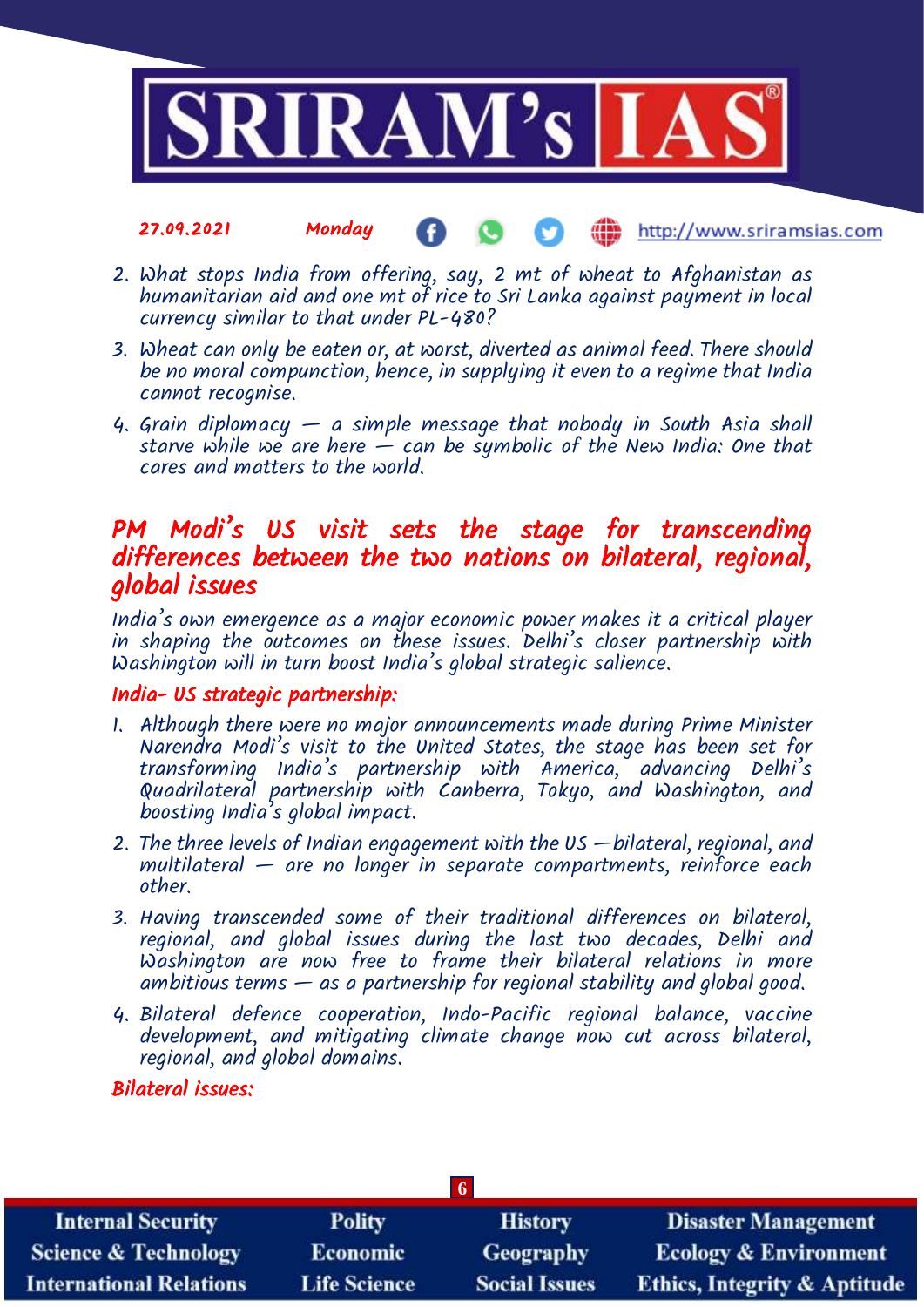2. What stops India from offering, say, 2 mt of wheat to Afghanistan as humanitarian aid and one mt of rice to Sri Lanka against payment in local currency similar to that under PL-480?
3. Wheat can only be eaten or, at worst, diverted as animal feed. There should be no moral compunction, hence, in supplying it even to a regime that India cannot recognise.
4. Grain diplomacy — a simple message that nobody in South Asia shall starve while we are here — can be symbolic of the New India: One that cares and matters to the world.

## PM Modi's US visit sets the stage for transcending differences between the two nations on bilateral, regional, global issues

India's own emergence as a major economic power makes it a critical player in shaping the outcomes on these issues. Delhi's closer partnership with Washington will in turn boost India's global strategic salience.

### India- US strategic partnership:

1. Although there were no major announcements made during Prime Minister Narendra Modi's visit to the United States, the stage has been set for transforming India's partnership with America, advancing Delhi's Quadrilateral partnership with Canberra, Tokyo, and Washington, and boosting India's global impact.
2. The three levels of Indian engagement with the US —bilateral, regional, and multilateral — are no longer in separate compartments, reinforce each other.
3. Having transcended some of their traditional differences on bilateral, regional, and global issues during the last two decades, Delhi and Washington are now free to frame their bilateral relations in more ambitious terms — as a partnership for regional stability and global good.
4. Bilateral defence cooperation, Indo-Pacific regional balance, vaccine development, and mitigating climate change now cut across bilateral, regional, and global domains.

### Bilateral issues: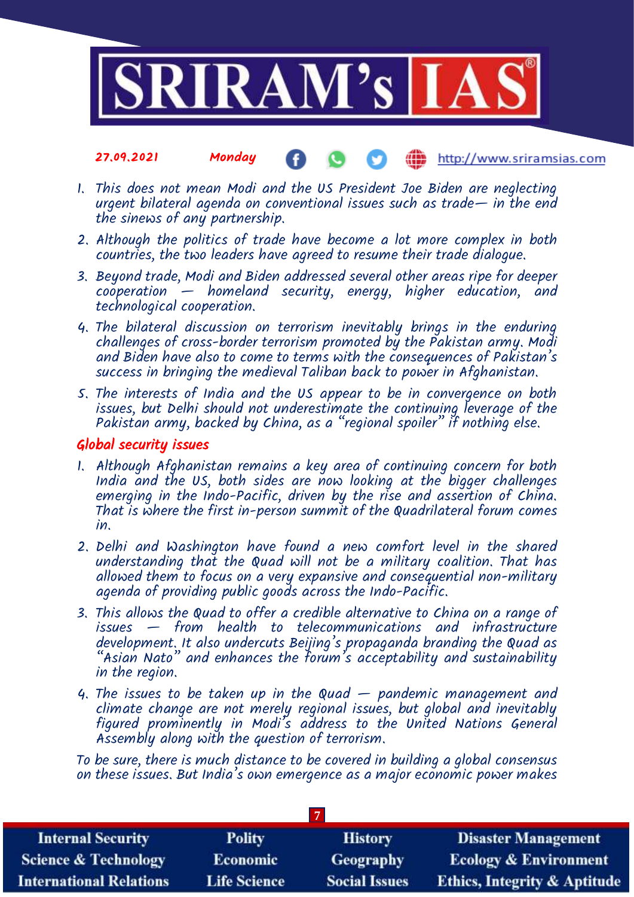1. This does not mean Modi and the US President Joe Biden are neglecting urgent bilateral agenda on conventional issues such as trade— in the end the sinews of any partnership.
2. Although the politics of trade have become a lot more complex in both countries, the two leaders have agreed to resume their trade dialogue.
3. Beyond trade, Modi and Biden addressed several other areas ripe for deeper cooperation — homeland security, energy, higher education, and technological cooperation.
4. The bilateral discussion on terrorism inevitably brings in the enduring challenges of cross-border terrorism promoted by the Pakistan army. Modi and Biden have also to come to terms with the consequences of Pakistan's success in bringing the medieval Taliban back to power in Afghanistan.
5. The interests of India and the US appear to be in convergence on both issues, but Delhi should not underestimate the continuing leverage of the Pakistan army, backed by China, as a "regional spoiler" if nothing else.

## Global security issues

1. Although Afghanistan remains a key area of continuing concern for both India and the US, both sides are now looking at the bigger challenges emerging in the Indo-Pacific, driven by the rise and assertion of China. That is where the first in-person summit of the Quadrilateral forum comes in.
2. Delhi and Washington have found a new comfort level in the shared understanding that the Quad will not be a military coalition. That has allowed them to focus on a very expansive and consequential non-military agenda of providing public goods across the Indo-Pacific.
3. This allows the Quad to offer a credible alternative to China on a range of issues — from health to telecommunications and infrastructure development. It also undercuts Beijing's propaganda branding the Quad as "Asian Nato" and enhances the forum's acceptability and sustainability in the region.
4. The issues to be taken up in the Quad — pandemic management and climate change are not merely regional issues, but global and inevitably figured prominently in Modi's address to the United Nations General Assembly along with the question of terrorism.

To be sure, there is much distance to be covered in building a global consensus on these issues. But India's own emergence as a major economic power makes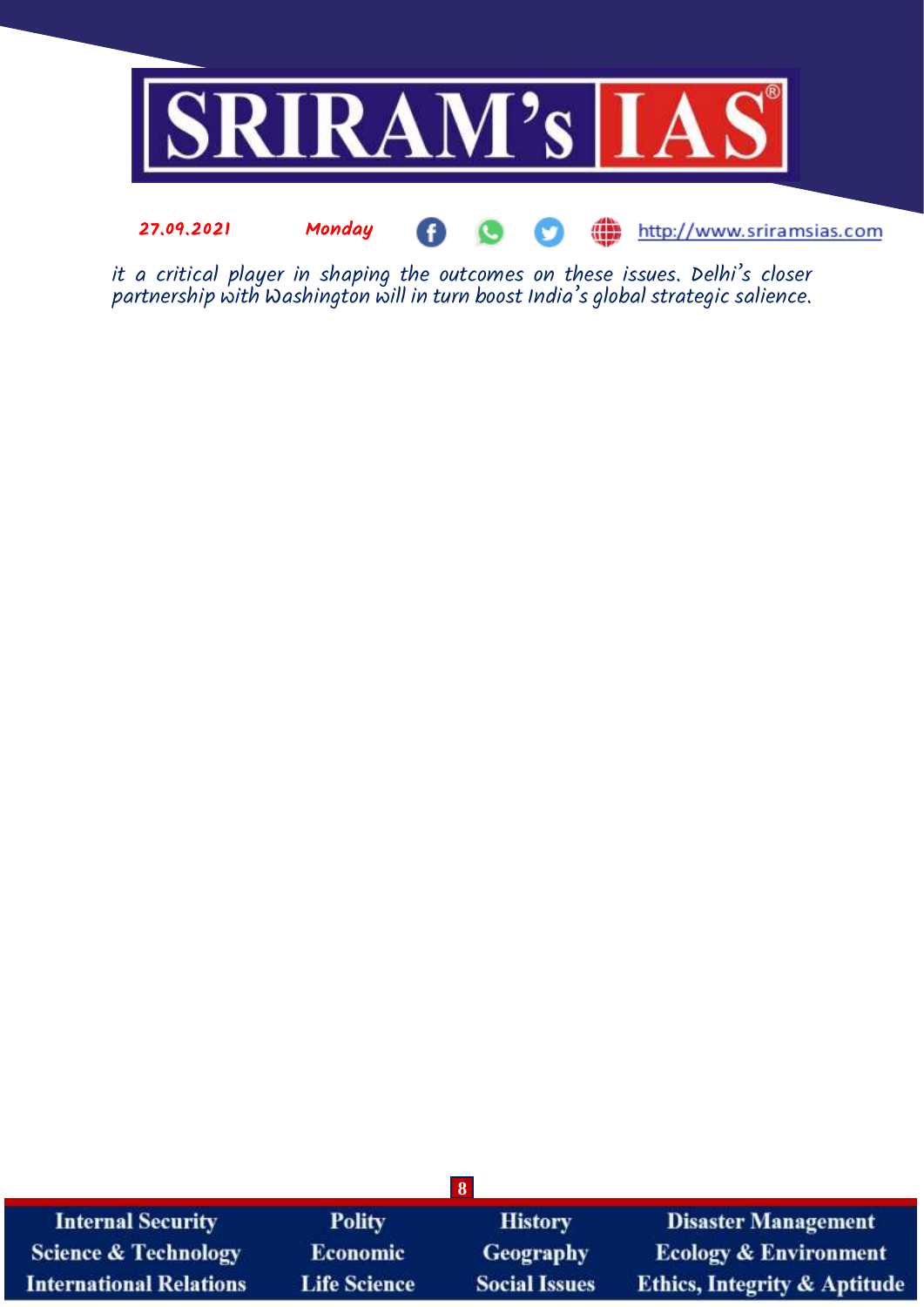*it a critical player in shaping the outcomes on these issues. Delhi's closer partnership with Washington will in turn boost India's global strategic salience.*